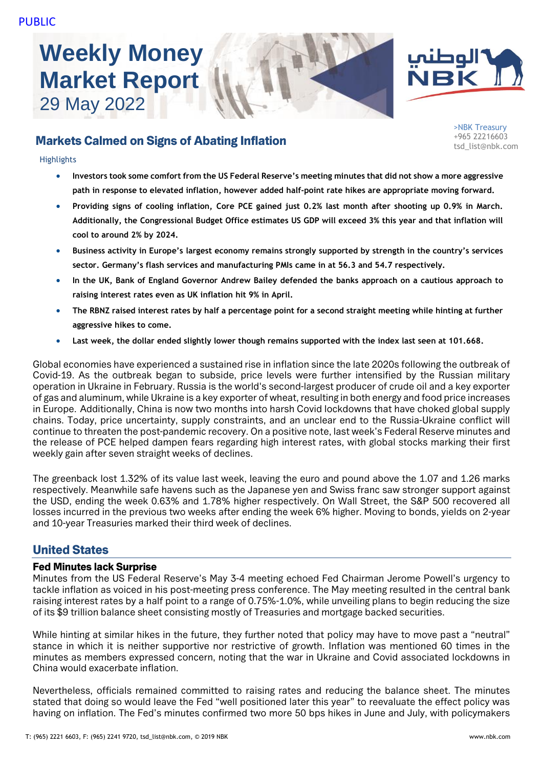PUBLIC

# Weekly Money Market Report
29 May 2022

>NBK Treasury
+965 22216603
tsd_list@nbk.com

## Markets Calmed on Signs of Abating Inflation

Highlights

- **Investors took some comfort from the US Federal Reserve's meeting minutes that did not show a more aggressive path in response to elevated inflation, however added half-point rate hikes are appropriate moving forward.**
- **Providing signs of cooling inflation, Core PCE gained just 0.2% last month after shooting up 0.9% in March. Additionally, the Congressional Budget Office estimates US GDP will exceed 3% this year and that inflation will cool to around 2% by 2024.**
- **Business activity in Europe's largest economy remains strongly supported by strength in the country's services sector. Germany's flash services and manufacturing PMIs came in at 56.3 and 54.7 respectively.**
- **In the UK, Bank of England Governor Andrew Bailey defended the banks approach on a cautious approach to raising interest rates even as UK inflation hit 9% in April.**
- **The RBNZ raised interest rates by half a percentage point for a second straight meeting while hinting at further aggressive hikes to come.**
- **Last week, the dollar ended slightly lower though remains supported with the index last seen at 101.668.**

Global economies have experienced a sustained rise in inflation since the late 2020s following the outbreak of Covid-19. As the outbreak began to subside, price levels were further intensified by the Russian military operation in Ukraine in February. Russia is the world's second-largest producer of crude oil and a key exporter of gas and aluminum, while Ukraine is a key exporter of wheat, resulting in both energy and food price increases in Europe. Additionally, China is now two months into harsh Covid lockdowns that have choked global supply chains. Today, price uncertainty, supply constraints, and an unclear end to the Russia-Ukraine conflict will continue to threaten the post-pandemic recovery. On a positive note, last week's Federal Reserve minutes and the release of PCE helped dampen fears regarding high interest rates, with global stocks marking their first weekly gain after seven straight weeks of declines.

The greenback lost 1.32% of its value last week, leaving the euro and pound above the 1.07 and 1.26 marks respectively. Meanwhile safe havens such as the Japanese yen and Swiss franc saw stronger support against the USD, ending the week 0.63% and 1.78% higher respectively. On Wall Street, the S&P 500 recovered all losses incurred in the previous two weeks after ending the week 6% higher. Moving to bonds, yields on 2-year and 10-year Treasuries marked their third week of declines.

## United States

### Fed Minutes lack Surprise

Minutes from the US Federal Reserve's May 3-4 meeting echoed Fed Chairman Jerome Powell's urgency to tackle inflation as voiced in his post-meeting press conference. The May meeting resulted in the central bank raising interest rates by a half point to a range of 0.75%-1.0%, while unveiling plans to begin reducing the size of its $9 trillion balance sheet consisting mostly of Treasuries and mortgage backed securities.

While hinting at similar hikes in the future, they further noted that policy may have to move past a "neutral" stance in which it is neither supportive nor restrictive of growth. Inflation was mentioned 60 times in the minutes as members expressed concern, noting that the war in Ukraine and Covid associated lockdowns in China would exacerbate inflation.

Nevertheless, officials remained committed to raising rates and reducing the balance sheet. The minutes stated that doing so would leave the Fed "well positioned later this year" to reevaluate the effect policy was having on inflation. The Fed's minutes confirmed two more 50 bps hikes in June and July, with policymakers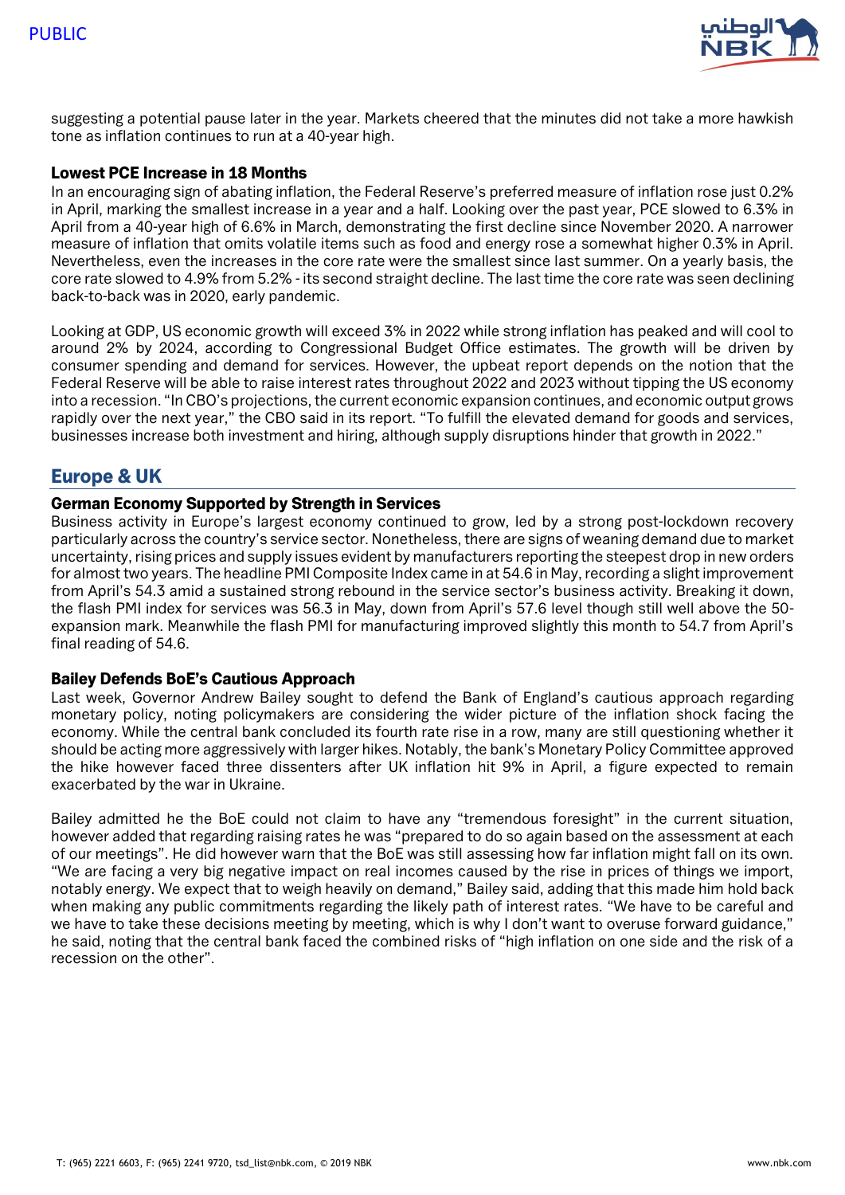suggesting a potential pause later in the year. Markets cheered that the minutes did not take a more hawkish tone as inflation continues to run at a 40-year high.

### Lowest PCE Increase in 18 Months

In an encouraging sign of abating inflation, the Federal Reserve's preferred measure of inflation rose just 0.2% in April, marking the smallest increase in a year and a half. Looking over the past year, PCE slowed to 6.3% in April from a 40-year high of 6.6% in March, demonstrating the first decline since November 2020. A narrower measure of inflation that omits volatile items such as food and energy rose a somewhat higher 0.3% in April. Nevertheless, even the increases in the core rate were the smallest since last summer. On a yearly basis, the core rate slowed to 4.9% from 5.2% - its second straight decline. The last time the core rate was seen declining back-to-back was in 2020, early pandemic.

Looking at GDP, US economic growth will exceed 3% in 2022 while strong inflation has peaked and will cool to around 2% by 2024, according to Congressional Budget Office estimates. The growth will be driven by consumer spending and demand for services. However, the upbeat report depends on the notion that the Federal Reserve will be able to raise interest rates throughout 2022 and 2023 without tipping the US economy into a recession. "In CBO's projections, the current economic expansion continues, and economic output grows rapidly over the next year," the CBO said in its report. "To fulfill the elevated demand for goods and services, businesses increase both investment and hiring, although supply disruptions hinder that growth in 2022."

## Europe & UK

### German Economy Supported by Strength in Services

Business activity in Europe's largest economy continued to grow, led by a strong post-lockdown recovery particularly across the country's service sector. Nonetheless, there are signs of weaning demand due to market uncertainty, rising prices and supply issues evident by manufacturers reporting the steepest drop in new orders for almost two years. The headline PMI Composite Index came in at 54.6 in May, recording a slight improvement from April's 54.3 amid a sustained strong rebound in the service sector's business activity. Breaking it down, the flash PMI index for services was 56.3 in May, down from April's 57.6 level though still well above the 50-expansion mark. Meanwhile the flash PMI for manufacturing improved slightly this month to 54.7 from April's final reading of 54.6.

### Bailey Defends BoE's Cautious Approach

Last week, Governor Andrew Bailey sought to defend the Bank of England's cautious approach regarding monetary policy, noting policymakers are considering the wider picture of the inflation shock facing the economy. While the central bank concluded its fourth rate rise in a row, many are still questioning whether it should be acting more aggressively with larger hikes. Notably, the bank's Monetary Policy Committee approved the hike however faced three dissenters after UK inflation hit 9% in April, a figure expected to remain exacerbated by the war in Ukraine.

Bailey admitted he the BoE could not claim to have any "tremendous foresight" in the current situation, however added that regarding raising rates he was "prepared to do so again based on the assessment at each of our meetings". He did however warn that the BoE was still assessing how far inflation might fall on its own. "We are facing a very big negative impact on real incomes caused by the rise in prices of things we import, notably energy. We expect that to weigh heavily on demand," Bailey said, adding that this made him hold back when making any public commitments regarding the likely path of interest rates. "We have to be careful and we have to take these decisions meeting by meeting, which is why I don't want to overuse forward guidance," he said, noting that the central bank faced the combined risks of "high inflation on one side and the risk of a recession on the other".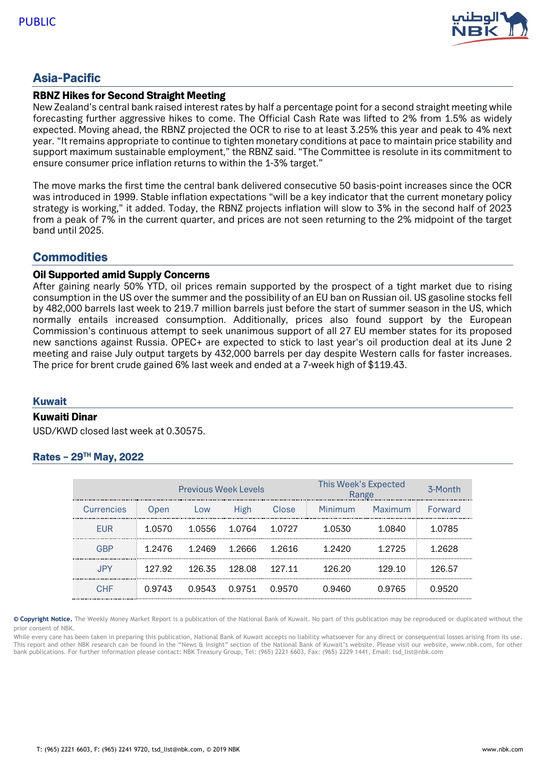## Asia-Pacific

### RBNZ Hikes for Second Straight Meeting

New Zealand's central bank raised interest rates by half a percentage point for a second straight meeting while forecasting further aggressive hikes to come. The Official Cash Rate was lifted to 2% from 1.5% as widely expected. Moving ahead, the RBNZ projected the OCR to rise to at least 3.25% this year and peak to 4% next year. "It remains appropriate to continue to tighten monetary conditions at pace to maintain price stability and support maximum sustainable employment," the RBNZ said. "The Committee is resolute in its commitment to ensure consumer price inflation returns to within the 1-3% target."

The move marks the first time the central bank delivered consecutive 50 basis-point increases since the OCR was introduced in 1999. Stable inflation expectations "will be a key indicator that the current monetary policy strategy is working," it added. Today, the RBNZ projects inflation will slow to 3% in the second half of 2023 from a peak of 7% in the current quarter, and prices are not seen returning to the 2% midpoint of the target band until 2025.

## Commodities

### Oil Supported amid Supply Concerns

After gaining nearly 50% YTD, oil prices remain supported by the prospect of a tight market due to rising consumption in the US over the summer and the possibility of an EU ban on Russian oil. US gasoline stocks fell by 482,000 barrels last week to 219.7 million barrels just before the start of summer season in the US, which normally entails increased consumption. Additionally, prices also found support by the European Commission's continuous attempt to seek unanimous support of all 27 EU member states for its proposed new sanctions against Russia. OPEC+ are expected to stick to last year's oil production deal at its June 2 meeting and raise July output targets by 432,000 barrels per day despite Western calls for faster increases. The price for brent crude gained 6% last week and ended at a 7-week high of $119.43.

## Kuwait

### Kuwaiti Dinar

USD/KWD closed last week at 0.30575.

## Rates – 29TH May, 2022

| | Previous Week Levels | | | | This Week's Expected Range | | 3-Month |
|---|---|---|---|---|---|---|---|
| Currencies | Open | Low | High | Close | Minimum | Maximum | Forward |
| EUR | 1.0570 | 1.0556 | 1.0764 | 1.0727 | 1.0530 | 1.0840 | 1.0785 |
| GBP | 1.2476 | 1.2469 | 1.2666 | 1.2616 | 1.2420 | 1.2725 | 1.2628 |
| JPY | 127.92 | 126.35 | 128.08 | 127.11 | 126.20 | 129.10 | 126.57 |
| CHF | 0.9743 | 0.9543 | 0.9751 | 0.9570 | 0.9460 | 0.9765 | 0.9520 |

**© Copyright Notice.** The Weekly Money Market Report is a publication of the National Bank of Kuwait. No part of this publication may be reproduced or duplicated without the prior consent of NBK.

While every care has been taken in preparing this publication, National Bank of Kuwait accepts no liability whatsoever for any direct or consequential losses arising from its use. This report and other NBK research can be found in the "News & Insight" section of the National Bank of Kuwait's website. Please visit our website, www.nbk.com, for other bank publications. For further information please contact: NBK Treasury Group, Tel: (965) 2221 6603, Fax: (965) 2229 1441, Email: tsd_list@nbk.com